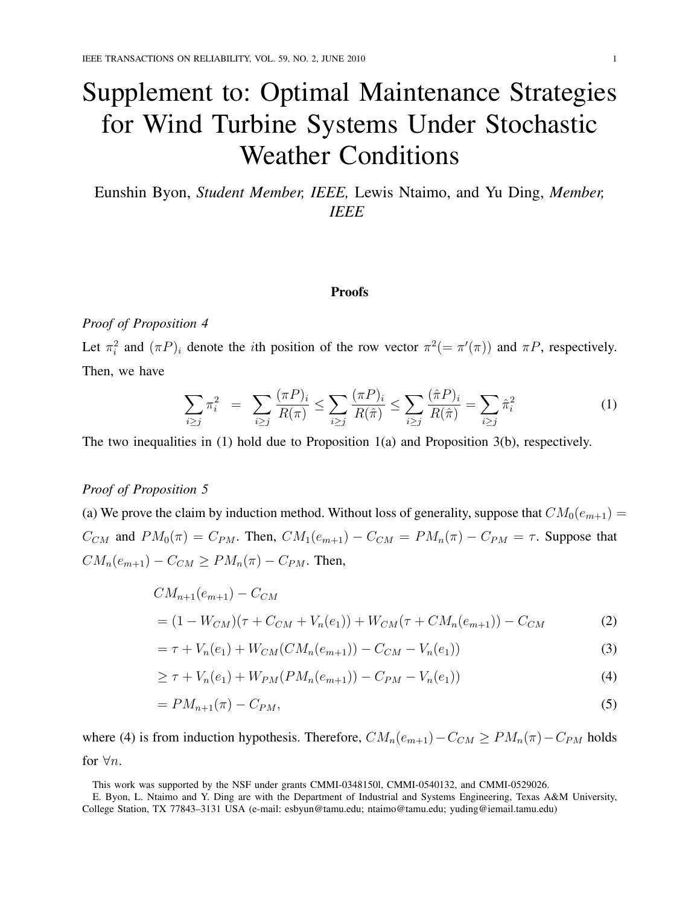# Supplement to: Optimal Maintenance Strategies for Wind Turbine Systems Under Stochastic Weather Conditions

Eunshin Byon, *Student Member, IEEE,* Lewis Ntaimo, and Yu Ding, *Member, IEEE*

## Proofs

*Proof of Proposition 4*

Let $\pi_i^2$ and $(\pi P)_i$ denote the $i$th position of the row vector $\pi^2 (= \pi'(\pi))$ and $\pi P$, respectively. Then, we have

$$\sum_{i \geq j} \pi_i^2 \;=\; \sum_{i \geq j} \frac{(\pi P)_i}{R(\pi)} \leq \sum_{i \geq j} \frac{(\pi P)_i}{R(\hat{\pi})} \leq \sum_{i \geq j} \frac{(\hat{\pi} P)_i}{R(\hat{\pi})} = \sum_{i \geq j} \hat{\pi}_i^2 \tag{1}$$

The two inequalities in (1) hold due to Proposition 1(a) and Proposition 3(b), respectively.

*Proof of Proposition 5*

(a) We prove the claim by induction method. Without loss of generality, suppose that $CM_0(e_{m+1}) = C_{CM}$ and $PM_0(\pi) = C_{PM}$. Then, $CM_1(e_{m+1}) - C_{CM} = PM_n(\pi) - C_{PM} = \tau$. Suppose that $CM_n(e_{m+1}) - C_{CM} \geq PM_n(\pi) - C_{PM}$. Then,

$$\begin{aligned}
& CM_{n+1}(e_{m+1}) - C_{CM} \\
& = (1 - W_{CM})(\tau + C_{CM} + V_n(e_1)) + W_{CM}(\tau + CM_n(e_{m+1})) - C_{CM} && (2) \\
& = \tau + V_n(e_1) + W_{CM}(CM_n(e_{m+1})) - C_{CM} - V_n(e_1)) && (3) \\
& \geq \tau + V_n(e_1) + W_{PM}(PM_n(e_{m+1})) - C_{PM} - V_n(e_1)) && (4) \\
& = PM_{n+1}(\pi) - C_{PM}, && (5)
\end{aligned}$$

where (4) is from induction hypothesis. Therefore, $CM_n(e_{m+1}) - C_{CM} \geq PM_n(\pi) - C_{PM}$ holds for $\forall n$.

This work was supported by the NSF under grants CMMI-0348150l, CMMI-0540132, and CMMI-0529026.

E. Byon, L. Ntaimo and Y. Ding are with the Department of Industrial and Systems Engineering, Texas A&M University, College Station, TX 77843–3131 USA (e-mail: esbyun@tamu.edu; ntaimo@tamu.edu; yuding@iemail.tamu.edu)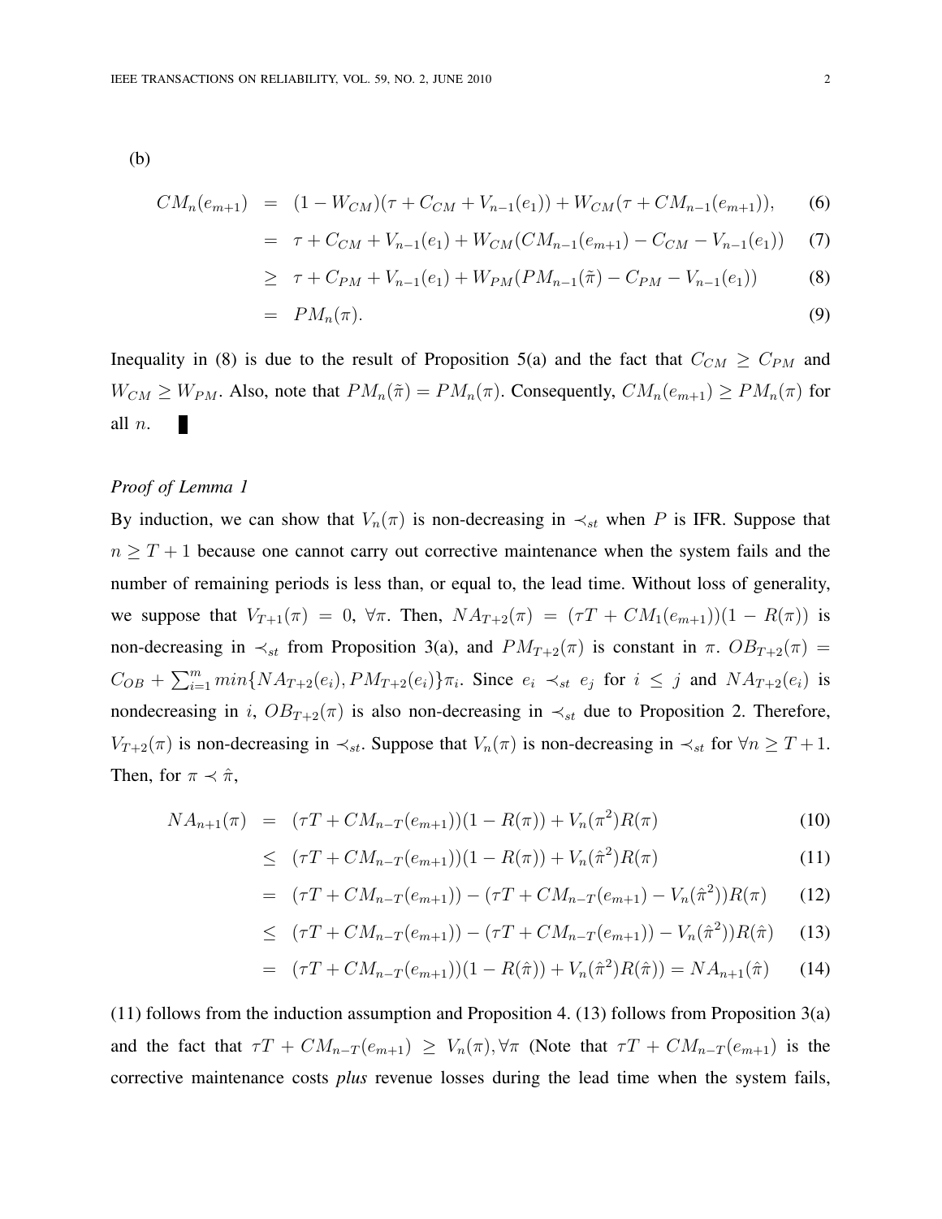(b)

$$
\begin{aligned}
CM_n(e_{m+1}) &= (1 - W_{CM})(\tau + C_{CM} + V_{n-1}(e_1)) + W_{CM}(\tau + CM_{n-1}(e_{m+1})), &(6)\\
&= \tau + C_{CM} + V_{n-1}(e_1) + W_{CM}(CM_{n-1}(e_{m+1}) - C_{CM} - V_{n-1}(e_1)) &(7)\\
&\geq \tau + C_{PM} + V_{n-1}(e_1) + W_{PM}(PM_{n-1}(\tilde{\pi}) - C_{PM} - V_{n-1}(e_1)) &(8)\\
&= PM_n(\pi). &(9)
\end{aligned}
$$

Inequality in (8) is due to the result of Proposition 5(a) and the fact that $C_{CM} \geq C_{PM}$ and $W_{CM} \geq W_{PM}$. Also, note that $PM_n(\tilde{\pi}) = PM_n(\pi)$. Consequently, $CM_n(e_{m+1}) \geq PM_n(\pi)$ for all $n$. ∎

*Proof of Lemma 1*

By induction, we can show that $V_n(\pi)$ is non-decreasing in $\prec_{st}$ when $P$ is IFR. Suppose that $n \geq T+1$ because one cannot carry out corrective maintenance when the system fails and the number of remaining periods is less than, or equal to, the lead time. Without loss of generality, we suppose that $V_{T+1}(\pi) = 0$, $\forall \pi$. Then, $NA_{T+2}(\pi) = (\tau T + CM_1(e_{m+1}))(1 - R(\pi))$ is non-decreasing in $\prec_{st}$ from Proposition 3(a), and $PM_{T+2}(\pi)$ is constant in $\pi$. $OB_{T+2}(\pi) = C_{OB} + \sum_{i=1}^{m} min\{NA_{T+2}(e_i), PM_{T+2}(e_i)\}\pi_i$. Since $e_i \prec_{st} e_j$ for $i \leq j$ and $NA_{T+2}(e_i)$ is nondecreasing in $i$, $OB_{T+2}(\pi)$ is also non-decreasing in $\prec_{st}$ due to Proposition 2. Therefore, $V_{T+2}(\pi)$ is non-decreasing in $\prec_{st}$. Suppose that $V_n(\pi)$ is non-decreasing in $\prec_{st}$ for $\forall n \geq T+1$. Then, for $\pi \prec \hat{\pi}$,

$$
\begin{aligned}
NA_{n+1}(\pi) &= (\tau T + CM_{n-T}(e_{m+1}))(1 - R(\pi)) + V_n(\pi^2)R(\pi) &(10)\\
&\leq (\tau T + CM_{n-T}(e_{m+1}))(1 - R(\pi)) + V_n(\hat{\pi}^2)R(\pi) &(11)\\
&= (\tau T + CM_{n-T}(e_{m+1})) - (\tau T + CM_{n-T}(e_{m+1}) - V_n(\hat{\pi}^2))R(\pi) &(12)\\
&\leq (\tau T + CM_{n-T}(e_{m+1})) - (\tau T + CM_{n-T}(e_{m+1})) - V_n(\hat{\pi}^2))R(\hat{\pi}) &(13)\\
&= (\tau T + CM_{n-T}(e_{m+1}))(1 - R(\hat{\pi})) + V_n(\hat{\pi}^2)R(\hat{\pi})) = NA_{n+1}(\hat{\pi}) &(14)
\end{aligned}
$$

(11) follows from the induction assumption and Proposition 4. (13) follows from Proposition 3(a) and the fact that $\tau T + CM_{n-T}(e_{m+1}) \geq V_n(\pi), \forall \pi$ (Note that $\tau T + CM_{n-T}(e_{m+1})$ is the corrective maintenance costs *plus* revenue losses during the lead time when the system fails,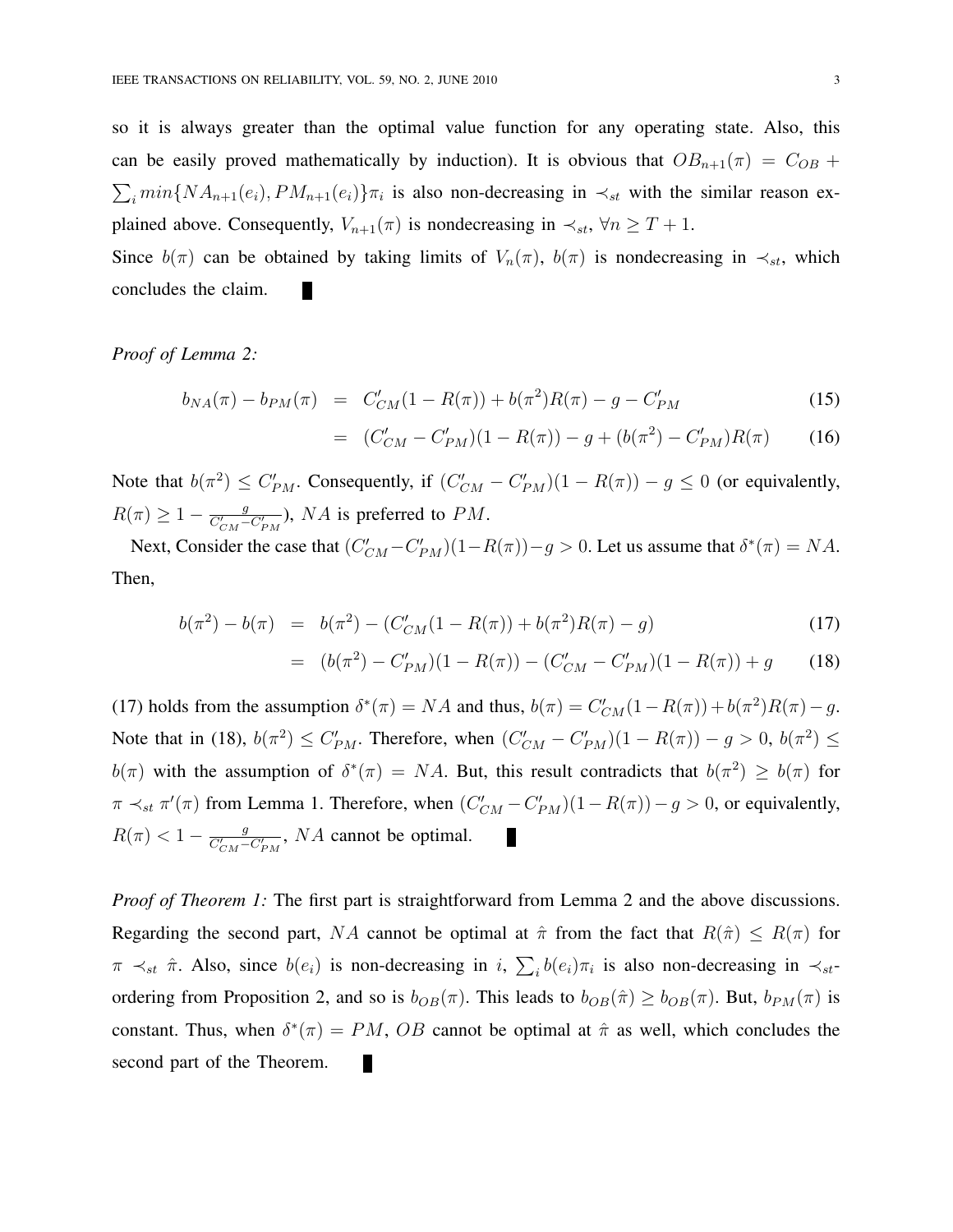so it is always greater than the optimal value function for any operating state. Also, this can be easily proved mathematically by induction). It is obvious that $OB_{n+1}(\pi) = C_{OB} + \sum_i min\{NA_{n+1}(e_i), PM_{n+1}(e_i)\}\pi_i$ is also non-decreasing in $\prec_{st}$ with the similar reason explained above. Consequently, $V_{n+1}(\pi)$ is nondecreasing in $\prec_{st}$, $\forall n \geq T+1$.

Since $b(\pi)$ can be obtained by taking limits of $V_n(\pi)$, $b(\pi)$ is nondecreasing in $\prec_{st}$, which concludes the claim. ∎

*Proof of Lemma 2:*

$$b_{NA}(\pi) - b_{PM}(\pi) = C'_{CM}(1 - R(\pi)) + b(\pi^2)R(\pi) - g - C'_{PM} \tag{15}$$

$$= (C'_{CM} - C'_{PM})(1 - R(\pi)) - g + (b(\pi^2) - C'_{PM})R(\pi) \tag{16}$$

Note that $b(\pi^2) \leq C'_{PM}$. Consequently, if $(C'_{CM} - C'_{PM})(1 - R(\pi)) - g \leq 0$ (or equivalently, $R(\pi) \geq 1 - \frac{g}{C'_{CM} - C'_{PM}}$), $NA$ is preferred to $PM$.

Next, Consider the case that $(C'_{CM} - C'_{PM})(1 - R(\pi)) - g > 0$. Let us assume that $\delta^*(\pi) = NA$. Then,

$$b(\pi^2) - b(\pi) = b(\pi^2) - (C'_{CM}(1 - R(\pi)) + b(\pi^2)R(\pi) - g) \tag{17}$$

$$= (b(\pi^2) - C'_{PM})(1 - R(\pi)) - (C'_{CM} - C'_{PM})(1 - R(\pi)) + g \tag{18}$$

(17) holds from the assumption $\delta^*(\pi) = NA$ and thus, $b(\pi) = C'_{CM}(1 - R(\pi)) + b(\pi^2)R(\pi) - g$. Note that in (18), $b(\pi^2) \leq C'_{PM}$. Therefore, when $(C'_{CM} - C'_{PM})(1 - R(\pi)) - g > 0$, $b(\pi^2) \leq b(\pi)$ with the assumption of $\delta^*(\pi) = NA$. But, this result contradicts that $b(\pi^2) \geq b(\pi)$ for $\pi \prec_{st} \pi'(\pi)$ from Lemma 1. Therefore, when $(C'_{CM} - C'_{PM})(1 - R(\pi)) - g > 0$, or equivalently, $R(\pi) < 1 - \frac{g}{C'_{CM} - C'_{PM}}$, $NA$ cannot be optimal. ∎

*Proof of Theorem 1:* The first part is straightforward from Lemma 2 and the above discussions. Regarding the second part, $NA$ cannot be optimal at $\hat{\pi}$ from the fact that $R(\hat{\pi}) \leq R(\pi)$ for $\pi \prec_{st} \hat{\pi}$. Also, since $b(e_i)$ is non-decreasing in $i$, $\sum_i b(e_i)\pi_i$ is also non-decreasing in $\prec_{st}$-ordering from Proposition 2, and so is $b_{OB}(\pi)$. This leads to $b_{OB}(\hat{\pi}) \geq b_{OB}(\pi)$. But, $b_{PM}(\pi)$ is constant. Thus, when $\delta^*(\pi) = PM$, $OB$ cannot be optimal at $\hat{\pi}$ as well, which concludes the second part of the Theorem. ∎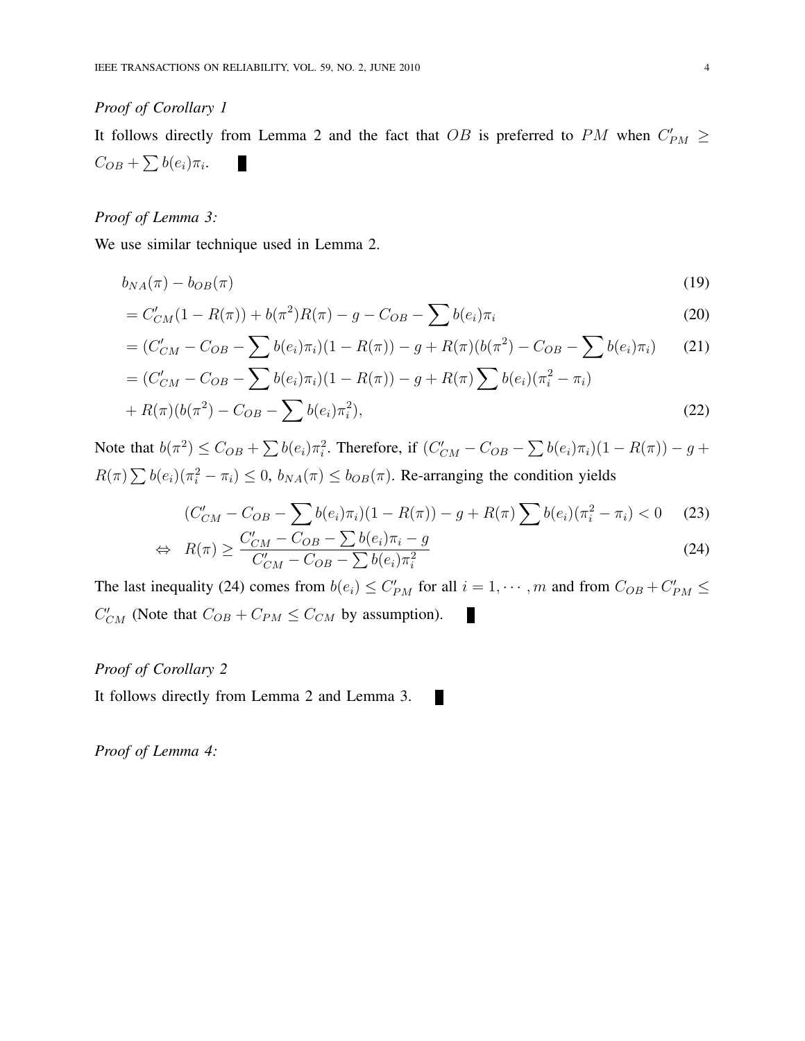*Proof of Corollary 1*

It follows directly from Lemma 2 and the fact that $OB$ is preferred to $PM$ when $C'_{PM} \geq C_{OB} + \sum b(e_i)\pi_i$. ∎

*Proof of Lemma 3:*

We use similar technique used in Lemma 2.

$$b_{NA}(\pi) - b_{OB}(\pi) \tag{19}$$

$$= C'_{CM}(1 - R(\pi)) + b(\pi^2)R(\pi) - g - C_{OB} - \sum b(e_i)\pi_i \tag{20}$$

$$= (C'_{CM} - C_{OB} - \sum b(e_i)\pi_i)(1 - R(\pi)) - g + R(\pi)(b(\pi^2) - C_{OB} - \sum b(e_i)\pi_i) \tag{21}$$

$$\begin{aligned}
&= (C'_{CM} - C_{OB} - \sum b(e_i)\pi_i)(1 - R(\pi)) - g + R(\pi)\sum b(e_i)(\pi_i^2 - \pi_i) \\
&\quad + R(\pi)(b(\pi^2) - C_{OB} - \sum b(e_i)\pi_i^2),
\end{aligned} \tag{22}$$

Note that $b(\pi^2) \leq C_{OB} + \sum b(e_i)\pi_i^2$. Therefore, if $(C'_{CM} - C_{OB} - \sum b(e_i)\pi_i)(1 - R(\pi)) - g + R(\pi)\sum b(e_i)(\pi_i^2 - \pi_i) \leq 0$, $b_{NA}(\pi) \leq b_{OB}(\pi)$. Re-arranging the condition yields

$$(C'_{CM} - C_{OB} - \sum b(e_i)\pi_i)(1 - R(\pi)) - g + R(\pi)\sum b(e_i)(\pi_i^2 - \pi_i) < 0 \tag{23}$$

$$\Leftrightarrow \quad R(\pi) \geq \frac{C'_{CM} - C_{OB} - \sum b(e_i)\pi_i - g}{C'_{CM} - C_{OB} - \sum b(e_i)\pi_i^2} \tag{24}$$

The last inequality (24) comes from $b(e_i) \leq C'_{PM}$ for all $i = 1, \cdots, m$ and from $C_{OB} + C'_{PM} \leq C'_{CM}$ (Note that $C_{OB} + C_{PM} \leq C_{CM}$ by assumption). ∎

*Proof of Corollary 2*

It follows directly from Lemma 2 and Lemma 3. ∎

*Proof of Lemma 4:*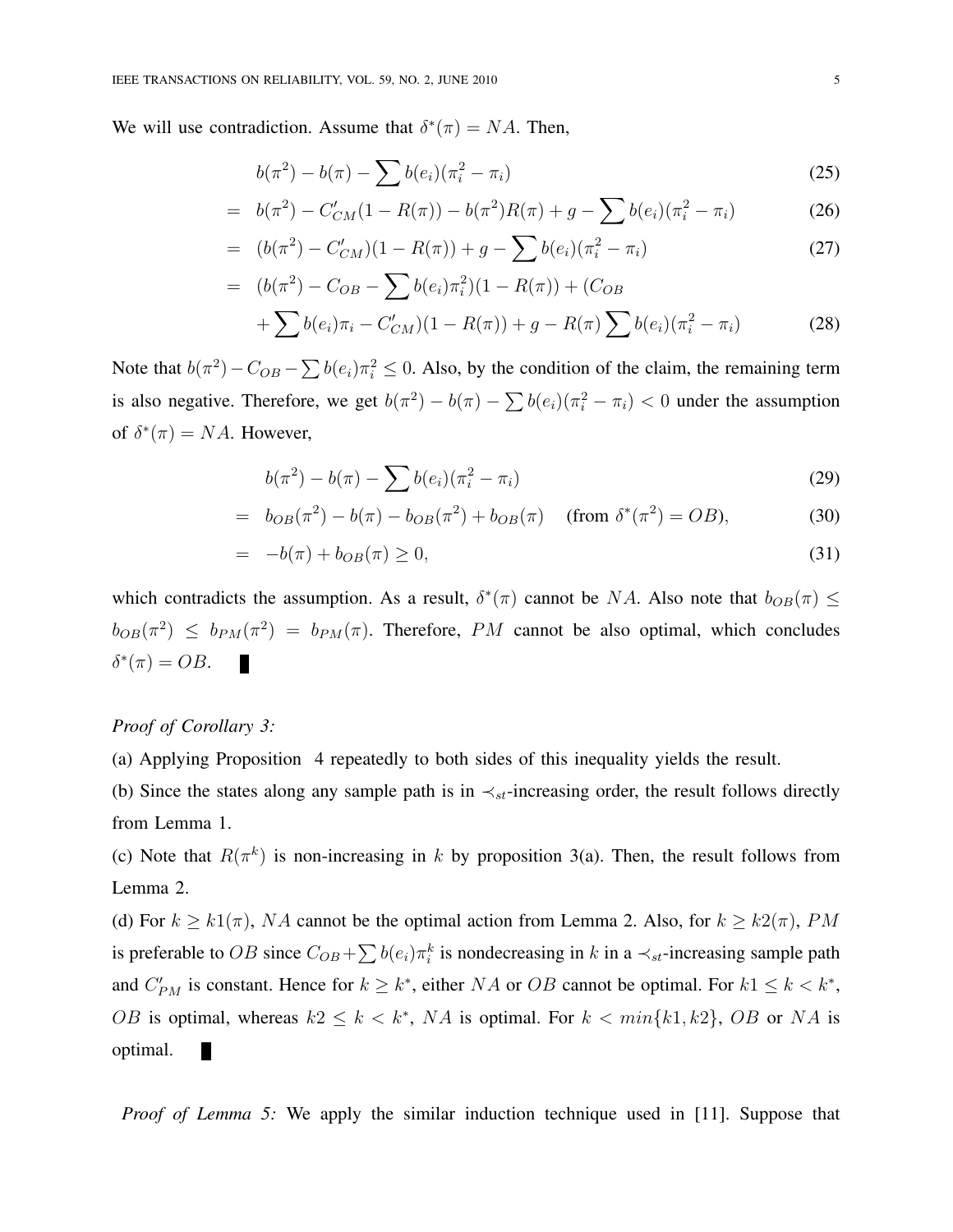We will use contradiction. Assume that $\delta^*(\pi) = NA$. Then,

$$
\begin{aligned}
& b(\pi^2) - b(\pi) - \sum b(e_i)(\pi_i^2 - \pi_i) && (25)\\
= \; & b(\pi^2) - C'_{CM}(1 - R(\pi)) - b(\pi^2)R(\pi) + g - \sum b(e_i)(\pi_i^2 - \pi_i) && (26)\\
= \; & (b(\pi^2) - C'_{CM})(1 - R(\pi)) + g - \sum b(e_i)(\pi_i^2 - \pi_i) && (27)\\
= \; & (b(\pi^2) - C_{OB} - \sum b(e_i)\pi_i^2)(1 - R(\pi)) + (C_{OB} \\
& + \sum b(e_i)\pi_i - C'_{CM})(1 - R(\pi)) + g - R(\pi) \sum b(e_i)(\pi_i^2 - \pi_i) && (28)
\end{aligned}
$$

Note that $b(\pi^2) - C_{OB} - \sum b(e_i)\pi_i^2 \leq 0$. Also, by the condition of the claim, the remaining term is also negative. Therefore, we get $b(\pi^2) - b(\pi) - \sum b(e_i)(\pi_i^2 - \pi_i) < 0$ under the assumption of $\delta^*(\pi) = NA$. However,

$$
\begin{aligned}
& b(\pi^2) - b(\pi) - \sum b(e_i)(\pi_i^2 - \pi_i) && (29)\\
= \; & b_{OB}(\pi^2) - b(\pi) - b_{OB}(\pi^2) + b_{OB}(\pi) \quad \text{(from } \delta^*(\pi^2) = OB\text{)}, && (30)\\
= \; & -b(\pi) + b_{OB}(\pi) \geq 0, && (31)
\end{aligned}
$$

which contradicts the assumption. As a result, $\delta^*(\pi)$ cannot be $NA$. Also note that $b_{OB}(\pi) \leq b_{OB}(\pi^2) \leq b_{PM}(\pi^2) = b_{PM}(\pi)$. Therefore, $PM$ cannot be also optimal, which concludes $\delta^*(\pi) = OB$. ∎

*Proof of Corollary 3:*

(a) Applying Proposition 4 repeatedly to both sides of this inequality yields the result.

(b) Since the states along any sample path is in $\prec_{st}$-increasing order, the result follows directly from Lemma 1.

(c) Note that $R(\pi^k)$ is non-increasing in $k$ by proposition 3(a). Then, the result follows from Lemma 2.

(d) For $k \geq k1(\pi)$, $NA$ cannot be the optimal action from Lemma 2. Also, for $k \geq k2(\pi)$, $PM$ is preferable to $OB$ since $C_{OB} + \sum b(e_i)\pi_i^k$ is nondecreasing in $k$ in a $\prec_{st}$-increasing sample path and $C'_{PM}$ is constant. Hence for $k \geq k^*$, either $NA$ or $OB$ cannot be optimal. For $k1 \leq k < k^*$, $OB$ is optimal, whereas $k2 \leq k < k^*$, $NA$ is optimal. For $k < min\{k1, k2\}$, $OB$ or $NA$ is optimal. ∎

*Proof of Lemma 5:* We apply the similar induction technique used in [11]. Suppose that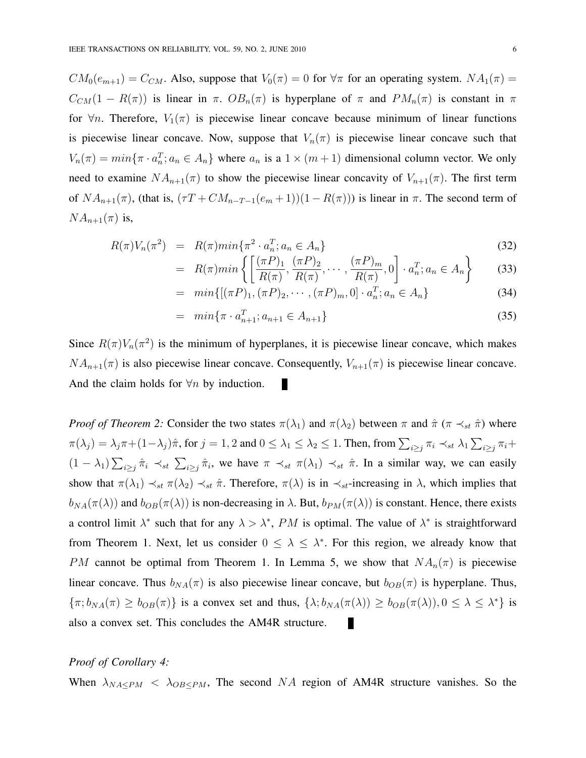$CM_0(e_{m+1}) = C_{CM}$. Also, suppose that $V_0(\pi) = 0$ for $\forall\pi$ for an operating system. $NA_1(\pi) = C_{CM}(1 - R(\pi))$ is linear in $\pi$. $OB_n(\pi)$ is hyperplane of $\pi$ and $PM_n(\pi)$ is constant in $\pi$ for $\forall n$. Therefore, $V_1(\pi)$ is piecewise linear concave because minimum of linear functions is piecewise linear concave. Now, suppose that $V_n(\pi)$ is piecewise linear concave such that $V_n(\pi) = min\{\pi \cdot a_n^T; a_n \in A_n\}$ where $a_n$ is a $1 \times (m+1)$ dimensional column vector. We only need to examine $NA_{n+1}(\pi)$ to show the piecewise linear concavity of $V_{n+1}(\pi)$. The first term of $NA_{n+1}(\pi)$, (that is, $(\tau T + CM_{n-T-1}(e_m + 1))(1 - R(\pi))$) is linear in $\pi$. The second term of $NA_{n+1}(\pi)$ is,

$$
\begin{aligned}
R(\pi)V_n(\pi^2) &= R(\pi)min\{\pi^2 \cdot a_n^T; a_n \in A_n\} &(32)\\
&= R(\pi)min\left\{\left[\frac{(\pi P)_1}{R(\pi)}, \frac{(\pi P)_2}{R(\pi)}, \cdots, \frac{(\pi P)_m}{R(\pi)}, 0\right] \cdot a_n^T; a_n \in A_n\right\} &(33)\\
&= min\{[(\pi P)_1, (\pi P)_2, \cdots, (\pi P)_m, 0] \cdot a_n^T; a_n \in A_n\} &(34)\\
&= min\{\pi \cdot a_{n+1}^T; a_{n+1} \in A_{n+1}\} &(35)
\end{aligned}
$$

Since $R(\pi)V_n(\pi^2)$ is the minimum of hyperplanes, it is piecewise linear concave, which makes $NA_{n+1}(\pi)$ is also piecewise linear concave. Consequently, $V_{n+1}(\pi)$ is piecewise linear concave. And the claim holds for $\forall n$ by induction. ∎

*Proof of Theorem 2:* Consider the two states $\pi(\lambda_1)$ and $\pi(\lambda_2)$ between $\pi$ and $\hat{\pi}$ ($\pi \prec_{st} \hat{\pi}$) where $\pi(\lambda_j) = \lambda_j\pi + (1-\lambda_j)\hat{\pi}$, for $j = 1, 2$ and $0 \leq \lambda_1 \leq \lambda_2 \leq 1$. Then, from $\sum_{i\geq j}\pi_i \prec_{st} \lambda_1\sum_{i\geq j}\pi_i + (1-\lambda_1)\sum_{i\geq j}\hat{\pi}_i \prec_{st} \sum_{i\geq j}\hat{\pi}_i$, we have $\pi \prec_{st} \pi(\lambda_1) \prec_{st} \hat{\pi}$. In a similar way, we can easily show that $\pi(\lambda_1) \prec_{st} \pi(\lambda_2) \prec_{st} \hat{\pi}$. Therefore, $\pi(\lambda)$ is in $\prec_{st}$-increasing in $\lambda$, which implies that $b_{NA}(\pi(\lambda))$ and $b_{OB}(\pi(\lambda))$ is non-decreasing in $\lambda$. But, $b_{PM}(\pi(\lambda))$ is constant. Hence, there exists a control limit $\lambda^*$ such that for any $\lambda > \lambda^*$, $PM$ is optimal. The value of $\lambda^*$ is straightforward from Theorem 1. Next, let us consider $0 \leq \lambda \leq \lambda^*$. For this region, we already know that $PM$ cannot be optimal from Theorem 1. In Lemma 5, we show that $NA_n(\pi)$ is piecewise linear concave. Thus $b_{NA}(\pi)$ is also piecewise linear concave, but $b_{OB}(\pi)$ is hyperplane. Thus, $\{\pi; b_{NA}(\pi) \geq b_{OB}(\pi)\}$ is a convex set and thus, $\{\lambda; b_{NA}(\pi(\lambda)) \geq b_{OB}(\pi(\lambda)), 0 \leq \lambda \leq \lambda^*\}$ is also a convex set. This concludes the AM4R structure. ∎

*Proof of Corollary 4:*

When $\lambda_{NA\leq PM} < \lambda_{OB\leq PM}$, The second $NA$ region of AM4R structure vanishes. So the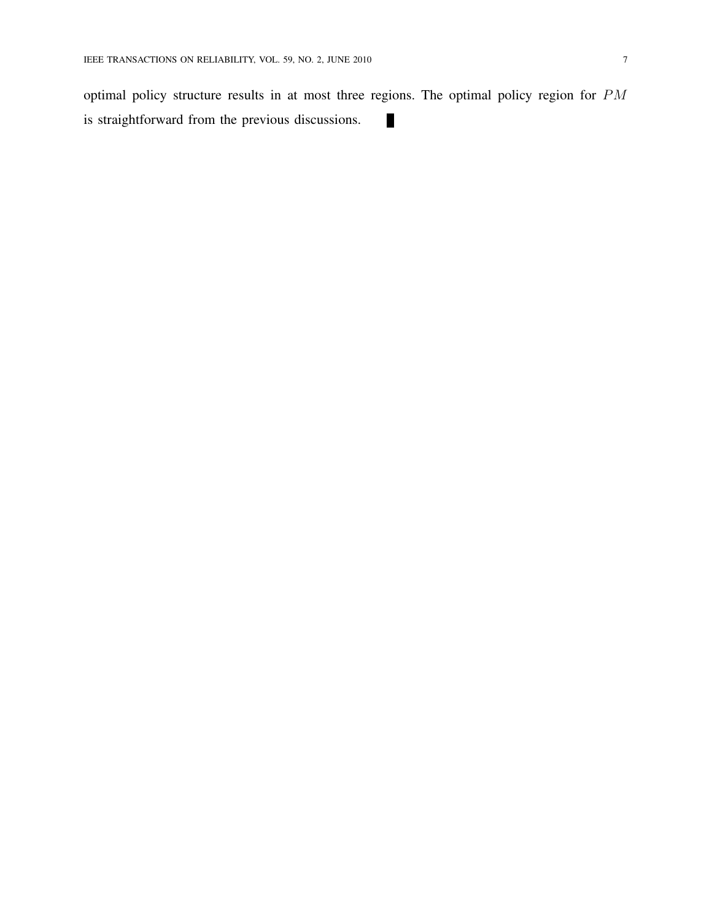optimal policy structure results in at most three regions. The optimal policy region for $PM$ is straightforward from the previous discussions. ∎